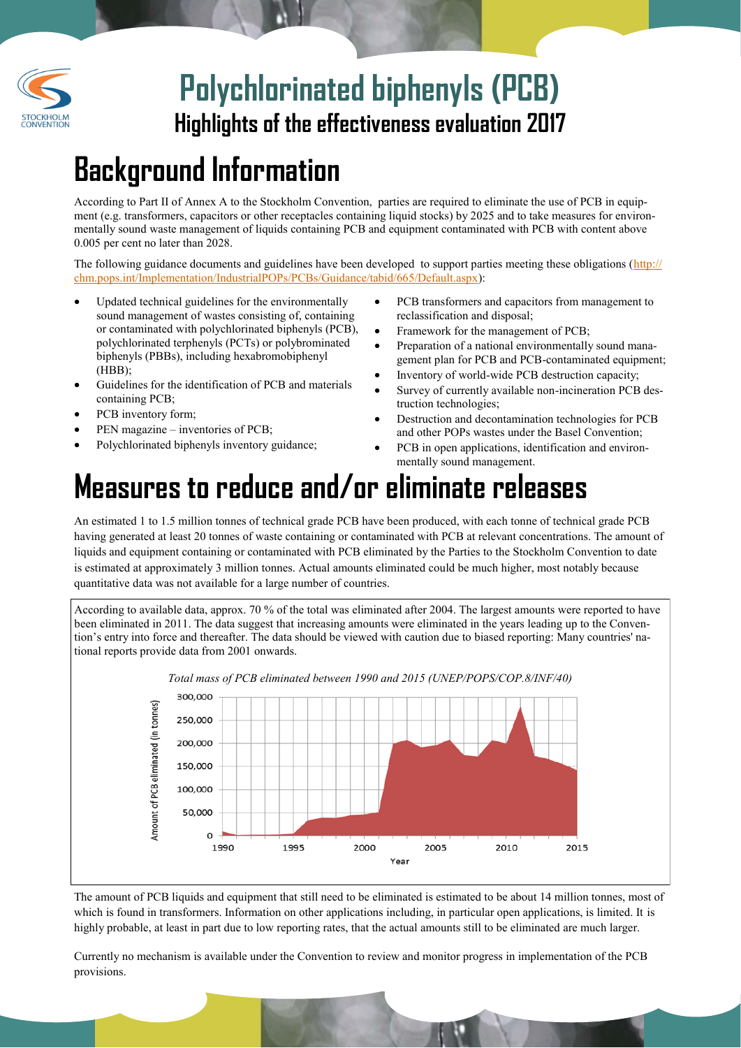# Polychlorinated biphenyls (PCB)

## Highlights of the effectiveness evaluation 2017

# Background Information

According to Part II of Annex A to the Stockholm Convention, parties are required to eliminate the use of PCB in equipment (e.g. transformers, capacitors or other receptacles containing liquid stocks) by 2025 and to take measures for environmentally sound waste management of liquids containing PCB and equipment contaminated with PCB with content above 0.005 per cent no later than 2028.

The following guidance documents and guidelines have been developed to support parties meeting these obligations (http://chm.pops.int/Implementation/IndustrialPOPs/PCBs/Guidance/tabid/665/Default.aspx):

- Updated technical guidelines for the environmentally sound management of wastes consisting of, containing or contaminated with polychlorinated biphenyls (PCB), polychlorinated terphenyls (PCTs) or polybrominated biphenyls (PBBs), including hexabromobiphenyl (HBB);
- Guidelines for the identification of PCB and materials containing PCB;
- PCB inventory form;
- PEN magazine – inventories of PCB;
- Polychlorinated biphenyls inventory guidance;
- PCB transformers and capacitors from management to reclassification and disposal;
- Framework for the management of PCB;
- Preparation of a national environmentally sound management plan for PCB and PCB-contaminated equipment;
- Inventory of world-wide PCB destruction capacity;
- Survey of currently available non-incineration PCB destruction technologies;
- Destruction and decontamination technologies for PCB and other POPs wastes under the Basel Convention;
- PCB in open applications, identification and environmentally sound management.

# Measures to reduce and/or eliminate releases

An estimated 1 to 1.5 million tonnes of technical grade PCB have been produced, with each tonne of technical grade PCB having generated at least 20 tonnes of waste containing or contaminated with PCB at relevant concentrations. The amount of liquids and equipment containing or contaminated with PCB eliminated by the Parties to the Stockholm Convention to date is estimated at approximately 3 million tonnes. Actual amounts eliminated could be much higher, most notably because quantitative data was not available for a large number of countries.

According to available data, approx. 70 % of the total was eliminated after 2004. The largest amounts were reported to have been eliminated in 2011. The data suggest that increasing amounts were eliminated in the years leading up to the Convention's entry into force and thereafter. The data should be viewed with caution due to biased reporting: Many countries' national reports provide data from 2001 onwards.

*Total mass of PCB eliminated between 1990 and 2015 (UNEP/POPS/COP.8/INF/40)*

The amount of PCB liquids and equipment that still need to be eliminated is estimated to be about 14 million tonnes, most of which is found in transformers. Information on other applications including, in particular open applications, is limited. It is highly probable, at least in part due to low reporting rates, that the actual amounts still to be eliminated are much larger.

Currently no mechanism is available under the Convention to review and monitor progress in implementation of the PCB provisions.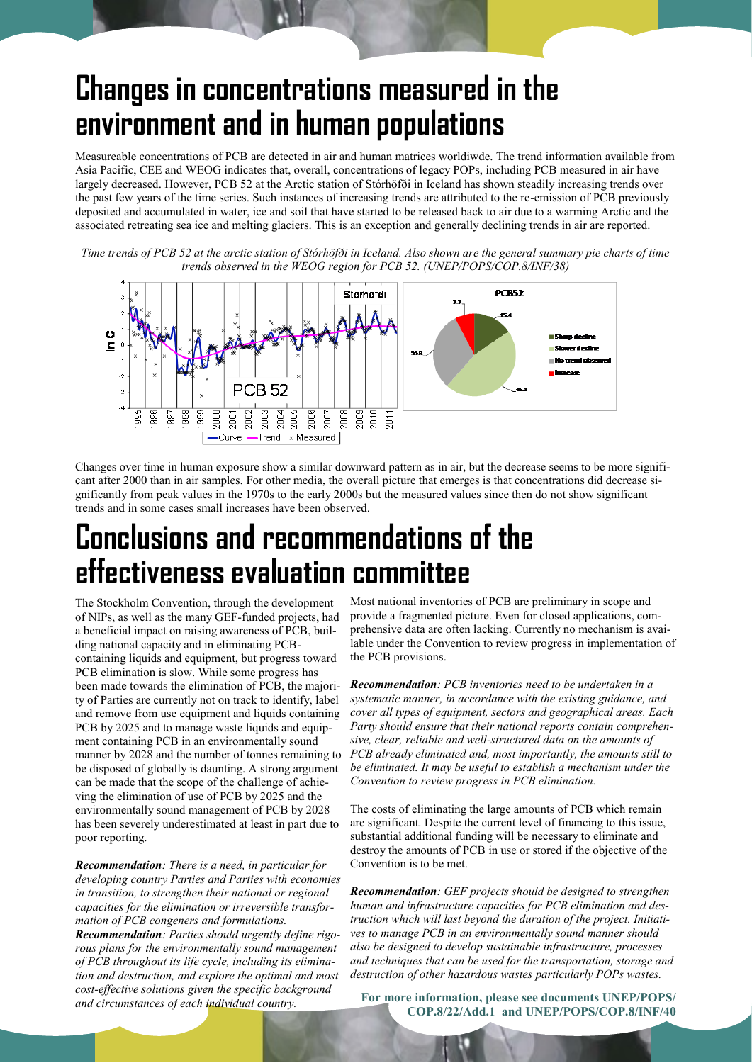# Changes in concentrations measured in the environment and in human populations

Measureable concentrations of PCB are detected in air and human matrices worldiwde. The trend information available from Asia Pacific, CEE and WEOG indicates that, overall, concentrations of legacy POPs, including PCB measured in air have largely decreased. However, PCB 52 at the Arctic station of Stórhöfði in Iceland has shown steadily increasing trends over the past few years of the time series. Such instances of increasing trends are attributed to the re-emission of PCB previously deposited and accumulated in water, ice and soil that have started to be released back to air due to a warming Arctic and the associated retreating sea ice and melting glaciers. This is an exception and generally declining trends in air are reported.

*Time trends of PCB 52 at the arctic station of Stórhöfði in Iceland. Also shown are the general summary pie charts of time trends observed in the WEOG region for PCB 52. (UNEP/POPS/COP.8/INF/38)*

Storhofdi
PCB 52
ln C
1995 1996 1997 1998 1999 2000 2001 2002 2003 2004 2005 2006 2007 2008 2009 2010 2011
Curve — Trend × Measured

PCB52
7.7
15.4
30.8
46.2
Sharp decline
Slower decline
No trend observed
Increase

Changes over time in human exposure show a similar downward pattern as in air, but the decrease seems to be more significant after 2000 than in air samples. For other media, the overall picture that emerges is that concentrations did decrease significantly from peak values in the 1970s to the early 2000s but the measured values since then do not show significant trends and in some cases small increases have been observed.

# Conclusions and recommendations of the effectiveness evaluation committee

The Stockholm Convention, through the development of NIPs, as well as the many GEF-funded projects, had a beneficial impact on raising awareness of PCB, building national capacity and in eliminating PCB-containing liquids and equipment, but progress toward PCB elimination is slow. While some progress has been made towards the elimination of PCB, the majority of Parties are currently not on track to identify, label and remove from use equipment and liquids containing PCB by 2025 and to manage waste liquids and equipment containing PCB in an environmentally sound manner by 2028 and the number of tonnes remaining to be disposed of globally is daunting. A strong argument can be made that the scope of the challenge of achieving the elimination of use of PCB by 2025 and the environmentally sound management of PCB by 2028 has been severely underestimated at least in part due to poor reporting.

***Recommendation****: There is a need, in particular for developing country Parties and Parties with economies in transition, to strengthen their national or regional capacities for the elimination or irreversible transformation of PCB congeners and formulations.*

***Recommendation****: Parties should urgently define rigorous plans for the environmentally sound management of PCB throughout its life cycle, including its elimination and destruction, and explore the optimal and most cost-effective solutions given the specific background and circumstances of each individual country.*

Most national inventories of PCB are preliminary in scope and provide a fragmented picture. Even for closed applications, comprehensive data are often lacking. Currently no mechanism is available under the Convention to review progress in implementation of the PCB provisions.

***Recommendation****: PCB inventories need to be undertaken in a systematic manner, in accordance with the existing guidance, and cover all types of equipment, sectors and geographical areas. Each Party should ensure that their national reports contain comprehensive, clear, reliable and well-structured data on the amounts of PCB already eliminated and, most importantly, the amounts still to be eliminated. It may be useful to establish a mechanism under the Convention to review progress in PCB elimination.*

The costs of eliminating the large amounts of PCB which remain are significant. Despite the current level of financing to this issue, substantial additional funding will be necessary to eliminate and destroy the amounts of PCB in use or stored if the objective of the Convention is to be met.

***Recommendation****: GEF projects should be designed to strengthen human and infrastructure capacities for PCB elimination and destruction which will last beyond the duration of the project. Initiatives to manage PCB in an environmentally sound manner should also be designed to develop sustainable infrastructure, processes and techniques that can be used for the transportation, storage and destruction of other hazardous wastes particularly POPs wastes.*

**For more information, please see documents UNEP/POPS/COP.8/22/Add.1 and UNEP/POPS/COP.8/INF/40**